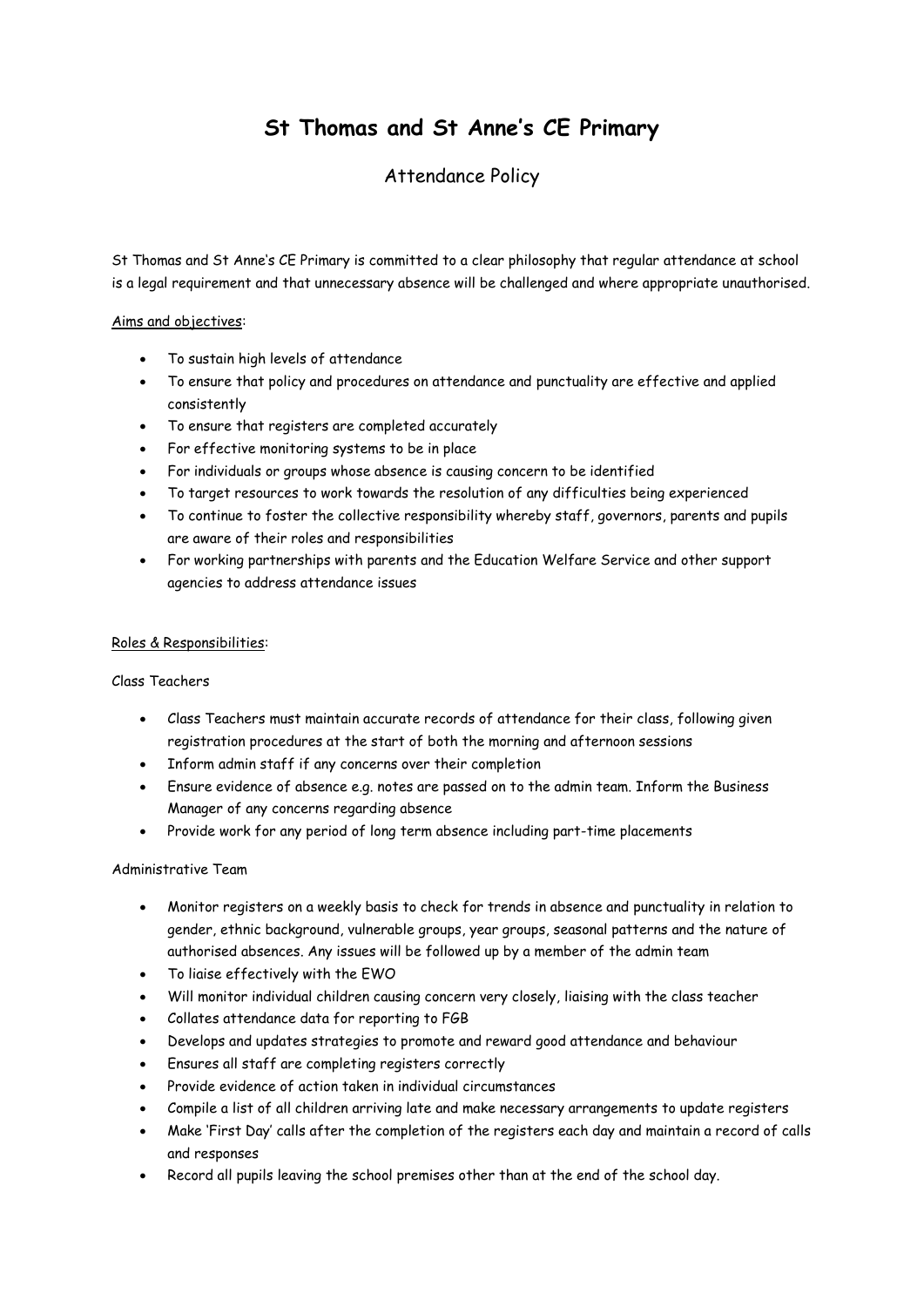# St Thomas and St Anne's CE Primary

## Attendance Policy

St Thomas and St Anne's CE Primary is committed to a clear philosophy that regular attendance at school is a legal requirement and that unnecessary absence will be challenged and where appropriate unauthorised.

Aims and objectives:

- To sustain high levels of attendance
- To ensure that policy and procedures on attendance and punctuality are effective and applied consistently
- To ensure that registers are completed accurately
- For effective monitoring systems to be in place
- For individuals or groups whose absence is causing concern to be identified
- To target resources to work towards the resolution of any difficulties being experienced
- To continue to foster the collective responsibility whereby staff, governors, parents and pupils are aware of their roles and responsibilities
- For working partnerships with parents and the Education Welfare Service and other support agencies to address attendance issues

Roles & Responsibilities:

Class Teachers

- Class Teachers must maintain accurate records of attendance for their class, following given registration procedures at the start of both the morning and afternoon sessions
- Inform admin staff if any concerns over their completion
- Ensure evidence of absence e.g. notes are passed on to the admin team. Inform the Business Manager of any concerns regarding absence
- Provide work for any period of long term absence including part-time placements

Administrative Team

- Monitor registers on a weekly basis to check for trends in absence and punctuality in relation to gender, ethnic background, vulnerable groups, year groups, seasonal patterns and the nature of authorised absences. Any issues will be followed up by a member of the admin team
- To liaise effectively with the EWO
- Will monitor individual children causing concern very closely, liaising with the class teacher
- Collates attendance data for reporting to FGB
- Develops and updates strategies to promote and reward good attendance and behaviour
- Ensures all staff are completing registers correctly
- Provide evidence of action taken in individual circumstances
- Compile a list of all children arriving late and make necessary arrangements to update registers
- Make 'First Day' calls after the completion of the registers each day and maintain a record of calls and responses
- Record all pupils leaving the school premises other than at the end of the school day.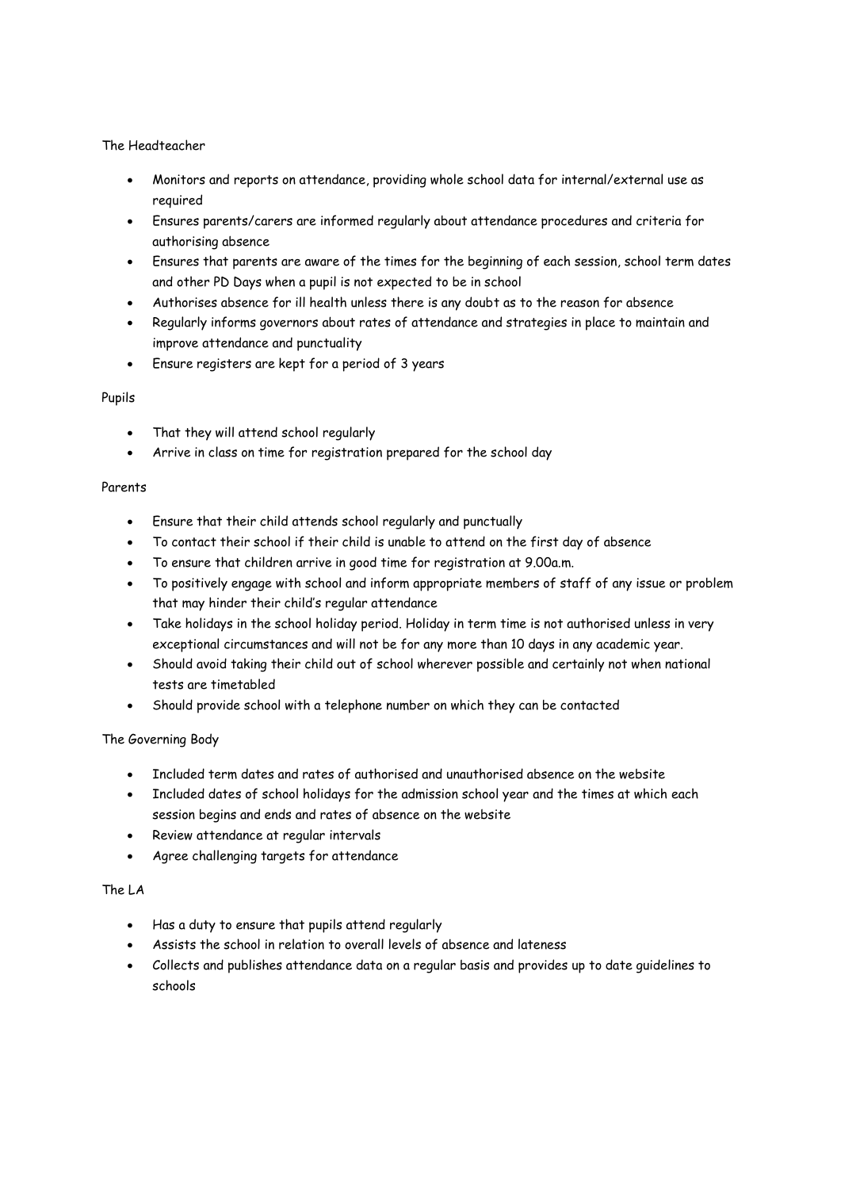The Headteacher

- Monitors and reports on attendance, providing whole school data for internal/external use as required
- Ensures parents/carers are informed regularly about attendance procedures and criteria for authorising absence
- Ensures that parents are aware of the times for the beginning of each session, school term dates and other PD Days when a pupil is not expected to be in school
- Authorises absence for ill health unless there is any doubt as to the reason for absence
- Regularly informs governors about rates of attendance and strategies in place to maintain and improve attendance and punctuality
- Ensure registers are kept for a period of 3 years

Pupils

- That they will attend school regularly
- Arrive in class on time for registration prepared for the school day

Parents

- Ensure that their child attends school regularly and punctually
- To contact their school if their child is unable to attend on the first day of absence
- To ensure that children arrive in good time for registration at 9.00a.m.
- To positively engage with school and inform appropriate members of staff of any issue or problem that may hinder their child's regular attendance
- Take holidays in the school holiday period. Holiday in term time is not authorised unless in very exceptional circumstances and will not be for any more than 10 days in any academic year.
- Should avoid taking their child out of school wherever possible and certainly not when national tests are timetabled
- Should provide school with a telephone number on which they can be contacted

The Governing Body

- Included term dates and rates of authorised and unauthorised absence on the website
- Included dates of school holidays for the admission school year and the times at which each session begins and ends and rates of absence on the website
- Review attendance at regular intervals
- Agree challenging targets for attendance

The LA

- Has a duty to ensure that pupils attend regularly
- Assists the school in relation to overall levels of absence and lateness
- Collects and publishes attendance data on a regular basis and provides up to date guidelines to schools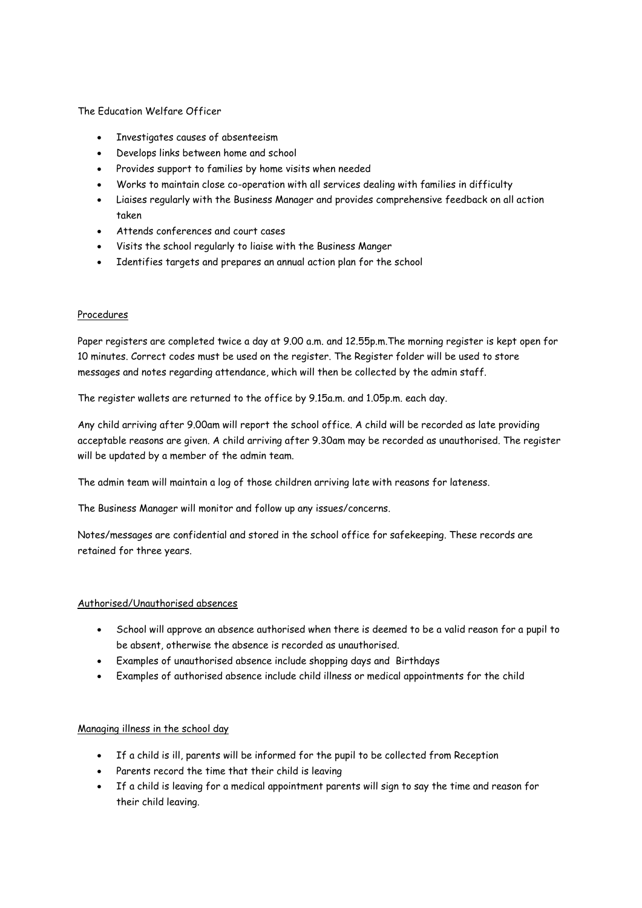The Education Welfare Officer

- Investigates causes of absenteeism
- Develops links between home and school
- Provides support to families by home visits when needed
- Works to maintain close co-operation with all services dealing with families in difficulty
- Liaises regularly with the Business Manager and provides comprehensive feedback on all action taken
- Attends conferences and court cases
- Visits the school regularly to liaise with the Business Manger
- Identifies targets and prepares an annual action plan for the school

<u>Procedures</u>

Paper registers are completed twice a day at 9.00 a.m. and 12.55p.m.The morning register is kept open for 10 minutes. Correct codes must be used on the register. The Register folder will be used to store messages and notes regarding attendance, which will then be collected by the admin staff.

The register wallets are returned to the office by 9.15a.m. and 1.05p.m. each day.

Any child arriving after 9.00am will report the school office. A child will be recorded as late providing acceptable reasons are given. A child arriving after 9.30am may be recorded as unauthorised. The register will be updated by a member of the admin team.

The admin team will maintain a log of those children arriving late with reasons for lateness.

The Business Manager will monitor and follow up any issues/concerns.

Notes/messages are confidential and stored in the school office for safekeeping. These records are retained for three years.

<u>Authorised/Unauthorised absences</u>

- School will approve an absence authorised when there is deemed to be a valid reason for a pupil to be absent, otherwise the absence is recorded as unauthorised.
- Examples of unauthorised absence include shopping days and Birthdays
- Examples of authorised absence include child illness or medical appointments for the child

<u>Managing illness in the school day</u>

- If a child is ill, parents will be informed for the pupil to be collected from Reception
- Parents record the time that their child is leaving
- If a child is leaving for a medical appointment parents will sign to say the time and reason for their child leaving.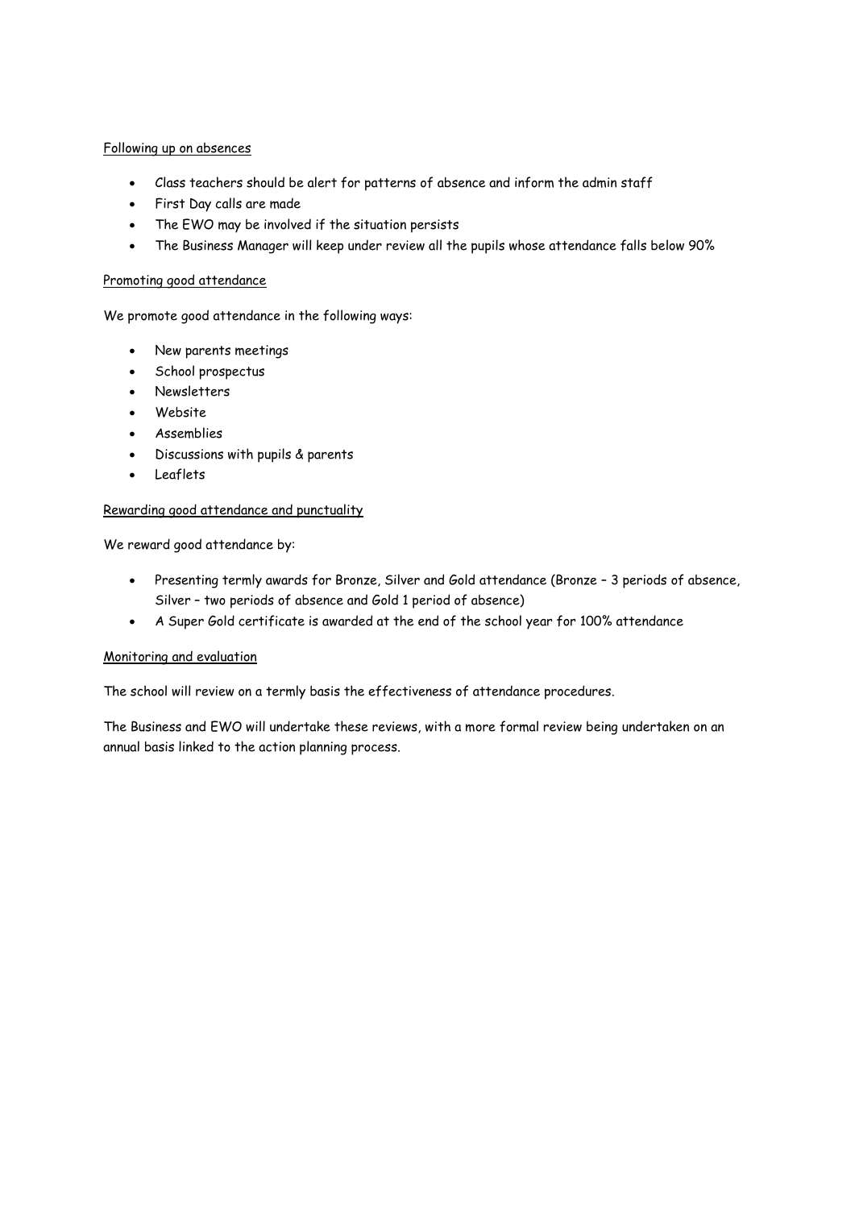## Following up on absences

- Class teachers should be alert for patterns of absence and inform the admin staff
- First Day calls are made
- The EWO may be involved if the situation persists
- The Business Manager will keep under review all the pupils whose attendance falls below 90%

## Promoting good attendance

We promote good attendance in the following ways:

- New parents meetings
- School prospectus
- Newsletters
- Website
- Assemblies
- Discussions with pupils & parents
- Leaflets

## Rewarding good attendance and punctuality

We reward good attendance by:

- Presenting termly awards for Bronze, Silver and Gold attendance (Bronze – 3 periods of absence, Silver – two periods of absence and Gold 1 period of absence)
- A Super Gold certificate is awarded at the end of the school year for 100% attendance

## Monitoring and evaluation

The school will review on a termly basis the effectiveness of attendance procedures.

The Business and EWO will undertake these reviews, with a more formal review being undertaken on an annual basis linked to the action planning process.